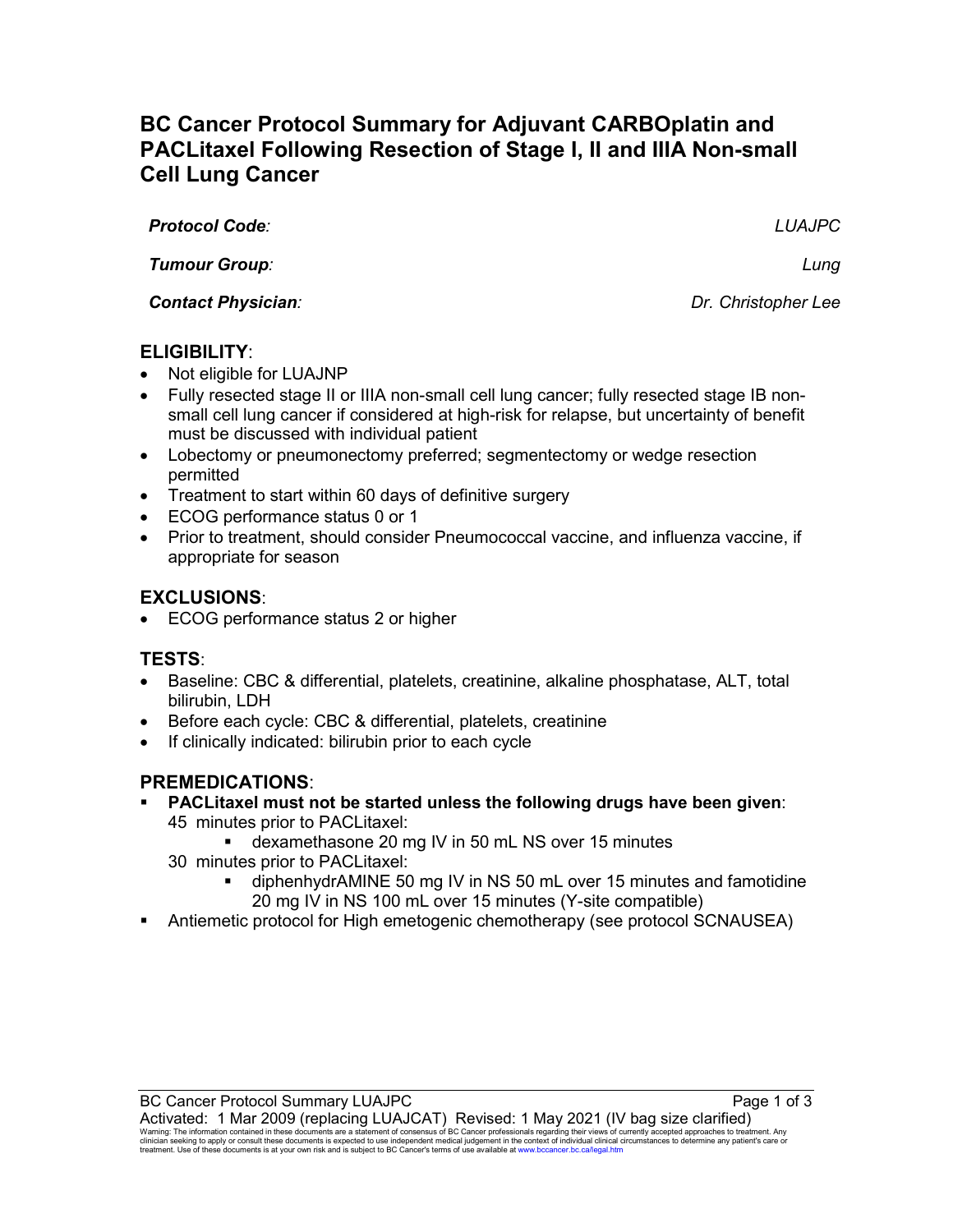# BC Cancer Protocol Summary for Adjuvant CARBOplatin and PACLitaxel Following Resection of Stage I, II and IIIA Non-small Cell Lung Cancer

| | |
|---|---|
| ***Protocol Code:*** | *LUAJPC* |
| ***Tumour Group:*** | *Lung* |
| ***Contact Physician:*** | *Dr. Christopher Lee* |

## ELIGIBILITY:

- Not eligible for LUAJNP
- Fully resected stage II or IIIA non-small cell lung cancer; fully resected stage IB non-small cell lung cancer if considered at high-risk for relapse, but uncertainty of benefit must be discussed with individual patient
- Lobectomy or pneumonectomy preferred; segmentectomy or wedge resection permitted
- Treatment to start within 60 days of definitive surgery
- ECOG performance status 0 or 1
- Prior to treatment, should consider Pneumococcal vaccine, and influenza vaccine, if appropriate for season

## EXCLUSIONS:

- ECOG performance status 2 or higher

## TESTS:

- Baseline: CBC & differential, platelets, creatinine, alkaline phosphatase, ALT, total bilirubin, LDH
- Before each cycle: CBC & differential, platelets, creatinine
- If clinically indicated: bilirubin prior to each cycle

## PREMEDICATIONS:

- **PACLitaxel must not be started unless the following drugs have been given**:
  45 minutes prior to PACLitaxel:
    - dexamethasone 20 mg IV in 50 mL NS over 15 minutes

  30 minutes prior to PACLitaxel:
    - diphenhydrAMINE 50 mg IV in NS 50 mL over 15 minutes and famotidine 20 mg IV in NS 100 mL over 15 minutes (Y-site compatible)
- Antiemetic protocol for High emetogenic chemotherapy (see protocol SCNAUSEA)

BC Cancer Protocol Summary LUAJPC

Activated: 1 Mar 2009 (replacing LUAJCAT) Revised: 1 May 2021 (IV bag size clarified)

Warning: The information contained in these documents are a statement of consensus of BC Cancer professionals regarding their views of currently accepted approaches to treatment. Any clinician seeking to apply or consult these documents is expected to use independent medical judgement in the context of individual clinical circumstances to determine any patient's care or treatment. Use of these documents is at your own risk and is subject to BC Cancer's terms of use available at www.bccancer.bc.ca/legal.htm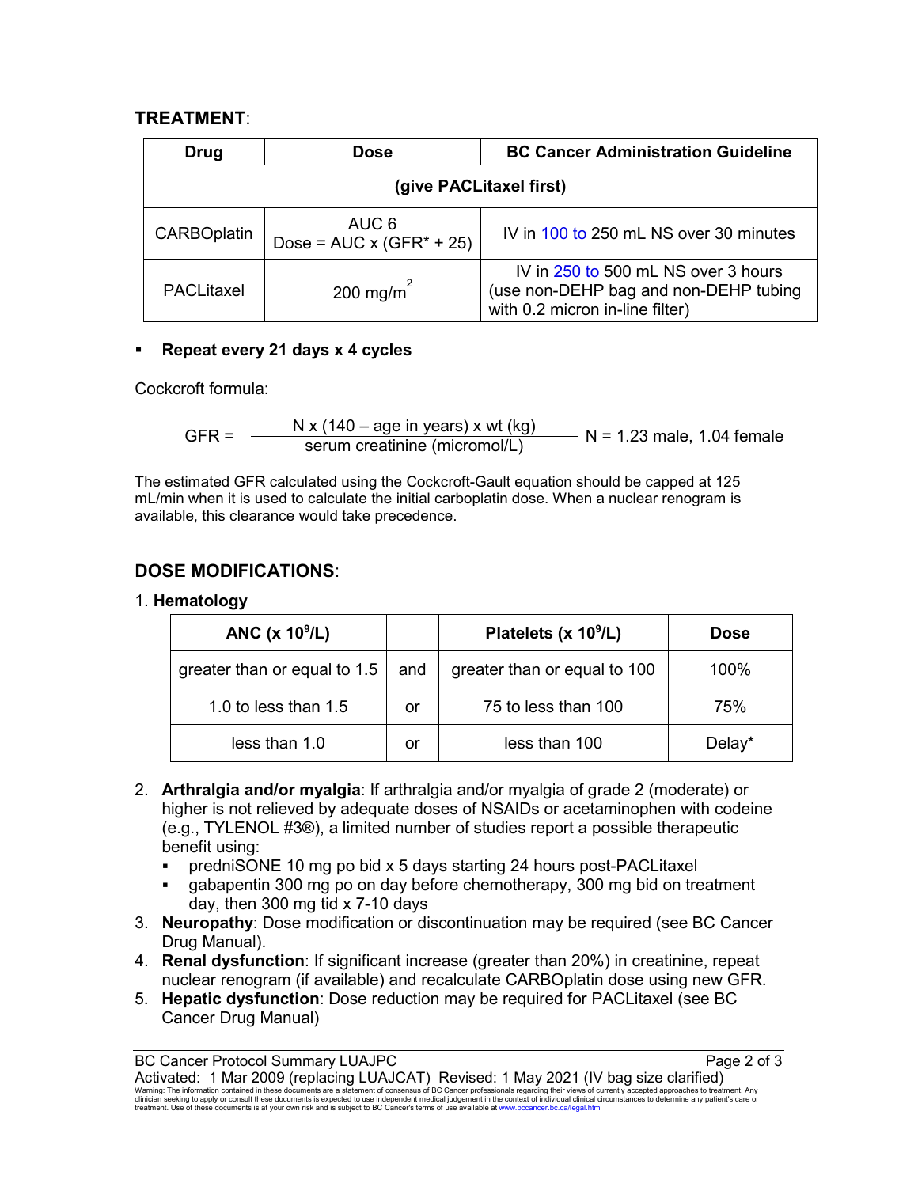## TREATMENT:

| Drug | Dose | BC Cancer Administration Guideline |
|---|---|---|
| (give PACLitaxel first) | | |
| CARBOplatin | AUC 6<br>Dose = AUC x (GFR* + 25) | IV in 100 to 250 mL NS over 30 minutes |
| PACLitaxel | 200 mg/m$^2$ | IV in 250 to 500 mL NS over 3 hours (use non-DEHP bag and non-DEHP tubing with 0.2 micron in-line filter) |

- **Repeat every 21 days x 4 cycles**

Cockcroft formula:

$$GFR = \frac{N \times (140 - \text{age in years}) \times \text{wt (kg)}}{\text{serum creatinine (micromol/L)}} \quad N = 1.23 \text{ male, } 1.04 \text{ female}$$

The estimated GFR calculated using the Cockcroft-Gault equation should be capped at 125 mL/min when it is used to calculate the initial carboplatin dose. When a nuclear renogram is available, this clearance would take precedence.

## DOSE MODIFICATIONS:

1. **Hematology**

| ANC (x $10^9$/L) | | Platelets (x $10^9$/L) | Dose |
|---|---|---|---|
| greater than or equal to 1.5 | and | greater than or equal to 100 | 100% |
| 1.0 to less than 1.5 | or | 75 to less than 100 | 75% |
| less than 1.0 | or | less than 100 | Delay* |

2. **Arthralgia and/or myalgia**: If arthralgia and/or myalgia of grade 2 (moderate) or higher is not relieved by adequate doses of NSAIDs or acetaminophen with codeine (e.g., TYLENOL #3®), a limited number of studies report a possible therapeutic benefit using:
   - predniSONE 10 mg po bid x 5 days starting 24 hours post-PACLitaxel
   - gabapentin 300 mg po on day before chemotherapy, 300 mg bid on treatment day, then 300 mg tid x 7-10 days
3. **Neuropathy**: Dose modification or discontinuation may be required (see BC Cancer Drug Manual).
4. **Renal dysfunction**: If significant increase (greater than 20%) in creatinine, repeat nuclear renogram (if available) and recalculate CARBOplatin dose using new GFR.
5. **Hepatic dysfunction**: Dose reduction may be required for PACLitaxel (see BC Cancer Drug Manual)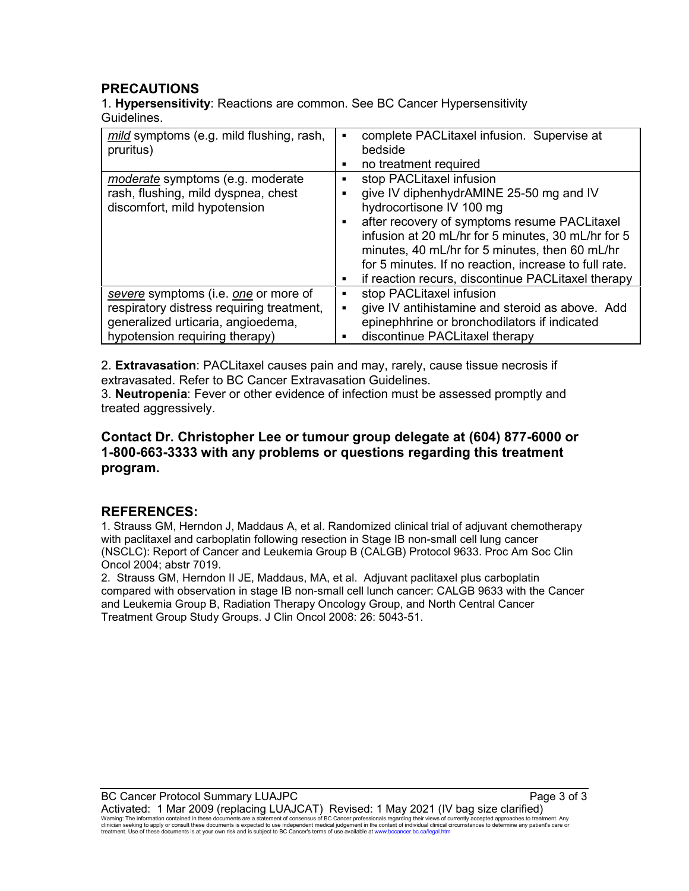## PRECAUTIONS

1. **Hypersensitivity**: Reactions are common. See BC Cancer Hypersensitivity Guidelines.

| | |
|---|---|
| *mild* symptoms (e.g. mild flushing, rash, pruritus) | ▪ complete PACLitaxel infusion. Supervise at bedside<br>▪ no treatment required |
| *moderate* symptoms (e.g. moderate rash, flushing, mild dyspnea, chest discomfort, mild hypotension | ▪ stop PACLitaxel infusion<br>▪ give IV diphenhydrAMINE 25-50 mg and IV hydrocortisone IV 100 mg<br>▪ after recovery of symptoms resume PACLitaxel infusion at 20 mL/hr for 5 minutes, 30 mL/hr for 5 minutes, 40 mL/hr for 5 minutes, then 60 mL/hr for 5 minutes. If no reaction, increase to full rate.<br>▪ if reaction recurs, discontinue PACLitaxel therapy |
| *severe* symptoms (i.e. *one* or more of respiratory distress requiring treatment, generalized urticaria, angioedema, hypotension requiring therapy) | ▪ stop PACLitaxel infusion<br>▪ give IV antihistamine and steroid as above. Add epinephhrine or bronchodilators if indicated<br>▪ discontinue PACLitaxel therapy |

2. **Extravasation**: PACLitaxel causes pain and may, rarely, cause tissue necrosis if extravasated. Refer to BC Cancer Extravasation Guidelines.
3. **Neutropenia**: Fever or other evidence of infection must be assessed promptly and treated aggressively.

**Contact Dr. Christopher Lee or tumour group delegate at (604) 877-6000 or 1-800-663-3333 with any problems or questions regarding this treatment program.**

## REFERENCES:

1. Strauss GM, Herndon J, Maddaus A, et al. Randomized clinical trial of adjuvant chemotherapy with paclitaxel and carboplatin following resection in Stage IB non-small cell lung cancer (NSCLC): Report of Cancer and Leukemia Group B (CALGB) Protocol 9633. Proc Am Soc Clin Oncol 2004; abstr 7019.
2. Strauss GM, Herndon II JE, Maddaus, MA, et al. Adjuvant paclitaxel plus carboplatin compared with observation in stage IB non-small cell lunch cancer: CALGB 9633 with the Cancer and Leukemia Group B, Radiation Therapy Oncology Group, and North Central Cancer Treatment Group Study Groups. J Clin Oncol 2008: 26: 5043-51.

BC Cancer Protocol Summary LUAJPC

Activated: 1 Mar 2009 (replacing LUAJCAT) Revised: 1 May 2021 (IV bag size clarified)

Warning: The information contained in these documents are a statement of consensus of BC Cancer professionals regarding their views of currently accepted approaches to treatment. Any clinician seeking to apply or consult these documents is expected to use independent medical judgement in the context of individual clinical circumstances to determine any patient's care or treatment. Use of these documents is at your own risk and is subject to BC Cancer's terms of use available at www.bccancer.bc.ca/legal.htm